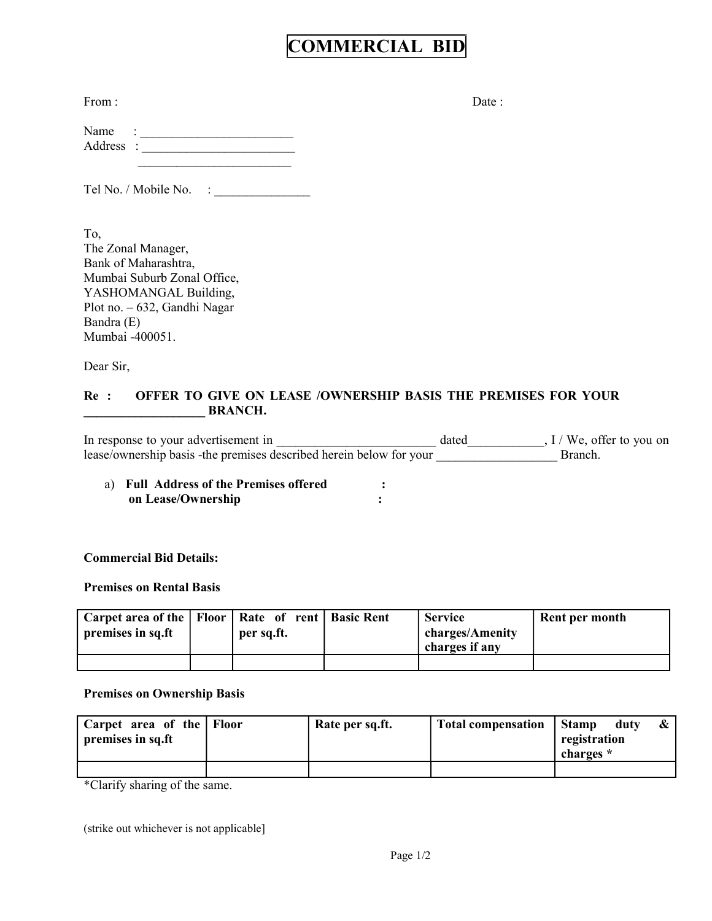# COMMERCIAL BID

From : Date :

Name : ________________________
Address : ________________________
________________________

Tel No. / Mobile No. : _______________

To,
The Zonal Manager,
Bank of Maharashtra,
Mumbai Suburb Zonal Office,
YASHOMANGAL Building,
Plot no. – 632, Gandhi Nagar
Bandra (E)
Mumbai -400051.

Dear Sir,

**Re : OFFER TO GIVE ON LEASE /OWNERSHIP BASIS THE PREMISES FOR YOUR ___________________ BRANCH.**

In response to your advertisement in _________________________ dated____________, I / We, offer to you on lease/ownership basis -the premises described herein below for your ___________________ Branch.

a) **Full Address of the Premises offered on Lease/Ownership** : :

**Commercial Bid Details:**

**Premises on Rental Basis**

| Carpet area of the premises in sq.ft | Floor | Rate of rent per sq.ft. | Basic Rent | Service charges/Amenity charges if any | Rent per month |
|---|---|---|---|---|---|
| | | | | | |

**Premises on Ownership Basis**

| Carpet area of the premises in sq.ft | Floor | Rate per sq.ft. | Total compensation | Stamp duty & registration charges * |
|---|---|---|---|---|
| | | | | |

*Clarify sharing of the same.

(strike out whichever is not applicable]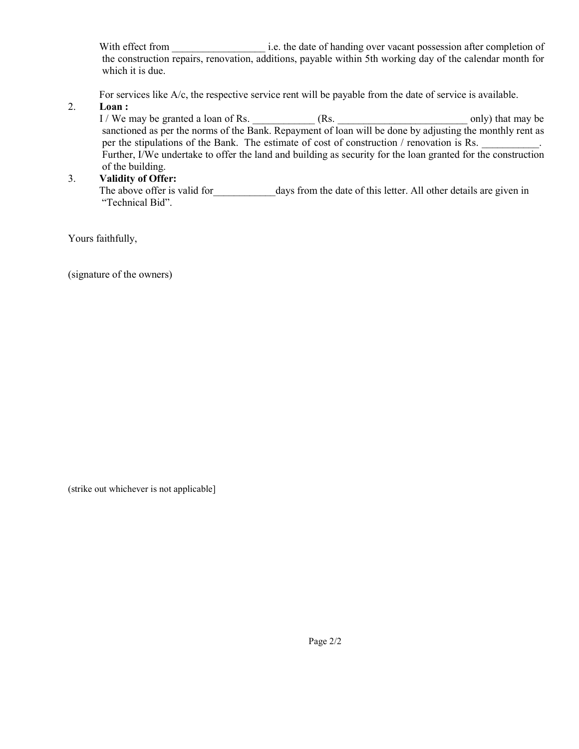With effect from __________________ i.e. the date of handing over vacant possession after completion of the construction repairs, renovation, additions, payable within 5th working day of the calendar month for which it is due.

For services like A/c, the respective service rent will be payable from the date of service is available.

2. **Loan :**
   I / We may be granted a loan of Rs. ____________ (Rs. _________________________ only) that may be sanctioned as per the norms of the Bank. Repayment of loan will be done by adjusting the monthly rent as per the stipulations of the Bank. The estimate of cost of construction / renovation is Rs. ___________. Further, I/We undertake to offer the land and building as security for the loan granted for the construction of the building.

3. **Validity of Offer:**
   The above offer is valid for____________days from the date of this letter. All other details are given in "Technical Bid".

Yours faithfully,

(signature of the owners)

(strike out whichever is not applicable]